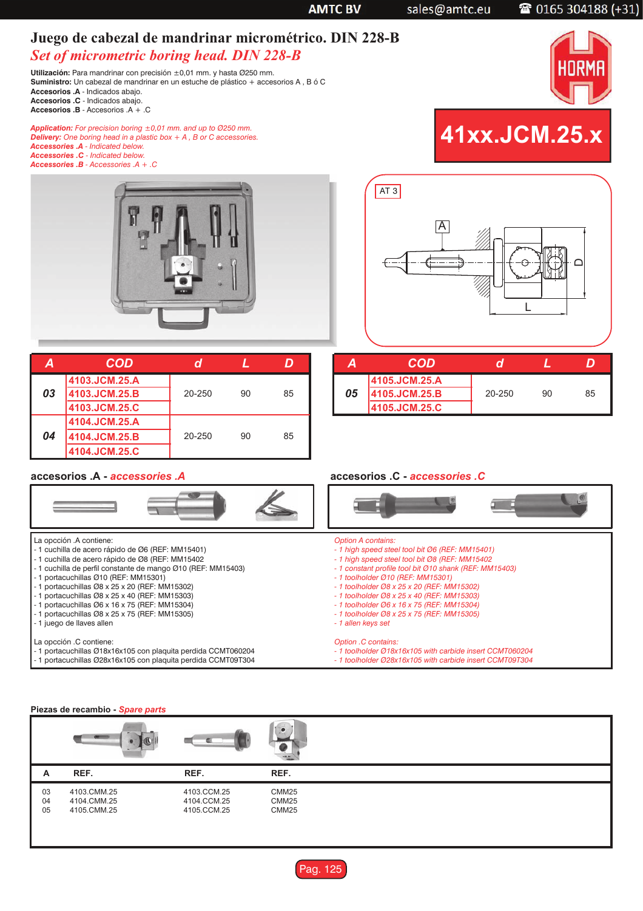# Juego de cabezal de mandrinar micrométrico. DIN 228-B

## *Set of micrometric boring head. DIN 228-B*

**Utilización:** Para mandrinar con precisión ±0,01 mm. y hasta Ø250 mm.
**Suministro:** Un cabezal de mandrinar en un estuche de plástico + accesorios A , B ó C
**Accesorios .A** - Indicados abajo.
**Accesorios .C** - Indicados abajo.
**Accesorios .B** - Accesorios .A + .C

***Application:*** *For precision boring ±0,01 mm. and up to Ø250 mm.*
***Delivery:*** *One boring head in a plastic box + A , B or C accessories.*
***Accessories .A*** *- Indicated below.*
***Accessories .C*** *- Indicated below.*
***Accessories .B*** *- Accessories .A + .C*

HORMA

**41xx.JCM.25.x**

AT 3

A

D

L

| A | COD | d | L | D |
|---|---|---|---|---|
| 03 | 4103.JCM.25.A<br>4103.JCM.25.B<br>4103.JCM.25.C | 20-250 | 90 | 85 |
| 04 | 4104.JCM.25.A<br>4104.JCM.25.B<br>4104.JCM.25.C | 20-250 | 90 | 85 |

| A | COD | d | L | D |
|---|---|---|---|---|
| 05 | 4105.JCM.25.A<br>4105.JCM.25.B<br>4105.JCM.25.C | 20-250 | 90 | 85 |

### accesorios .A - *accessories .A*

### accesorios .C - *accessories .C*

La opción .A contiene:
- 1 cuchilla de acero rápido de Ø6 (REF: MM15401)
- 1 cuchilla de acero rápido de Ø8 (REF: MM15402
- 1 cuchilla de perfil constante de mango Ø10 (REF: MM15403)
- 1 portacuchillas Ø10 (REF: MM15301)
- 1 portacuchillas Ø8 x 25 x 20 (REF: MM15302)
- 1 portacuchillas Ø8 x 25 x 40 (REF: MM15303)
- 1 portacuchillas Ø6 x 16 x 75 (REF: MM15304)
- 1 portacuchillas Ø8 x 25 x 75 (REF: MM15305)
- 1 juego de llaves allen

La opción .C contiene:
- 1 portacuchillas Ø18x16x105 con plaquita perdida CCMT060204
- 1 portacuchillas Ø28x16x105 con plaquita perdida CCMT09T304

*Option A contains:*
- *1 high speed steel tool bit Ø6 (REF: MM15401)*
- *1 high speed steel tool bit Ø8 (REF: MM15402*
- *1 constant profile tool bit Ø10 shank (REF: MM15403)*
- *1 toolholder Ø10 (REF: MM15301)*
- *1 toolholder Ø8 x 25 x 20 (REF: MM15302)*
- *1 toolholder Ø8 x 25 x 40 (REF: MM15303)*
- *1 toolholder Ø6 x 16 x 75 (REF: MM15304)*
- *1 toolholder Ø8 x 25 x 75 (REF: MM15305)*
- *1 allen keys set*

*Option .C contains:*
- *1 toolholder Ø18x16x105 with carbide insert CCMT060204*
- *1 toolholder Ø28x16x105 with carbide insert CCMT09T304*

### Piezas de recambio - *Spare parts*

| A | REF. | REF. | REF. |
|---|---|---|---|
| 03 | 4103.CMM.25 | 4103.CCM.25 | CMM25 |
| 04 | 4104.CMM.25 | 4104.CCM.25 | CMM25 |
| 05 | 4105.CMM.25 | 4105.CCM.25 | CMM25 |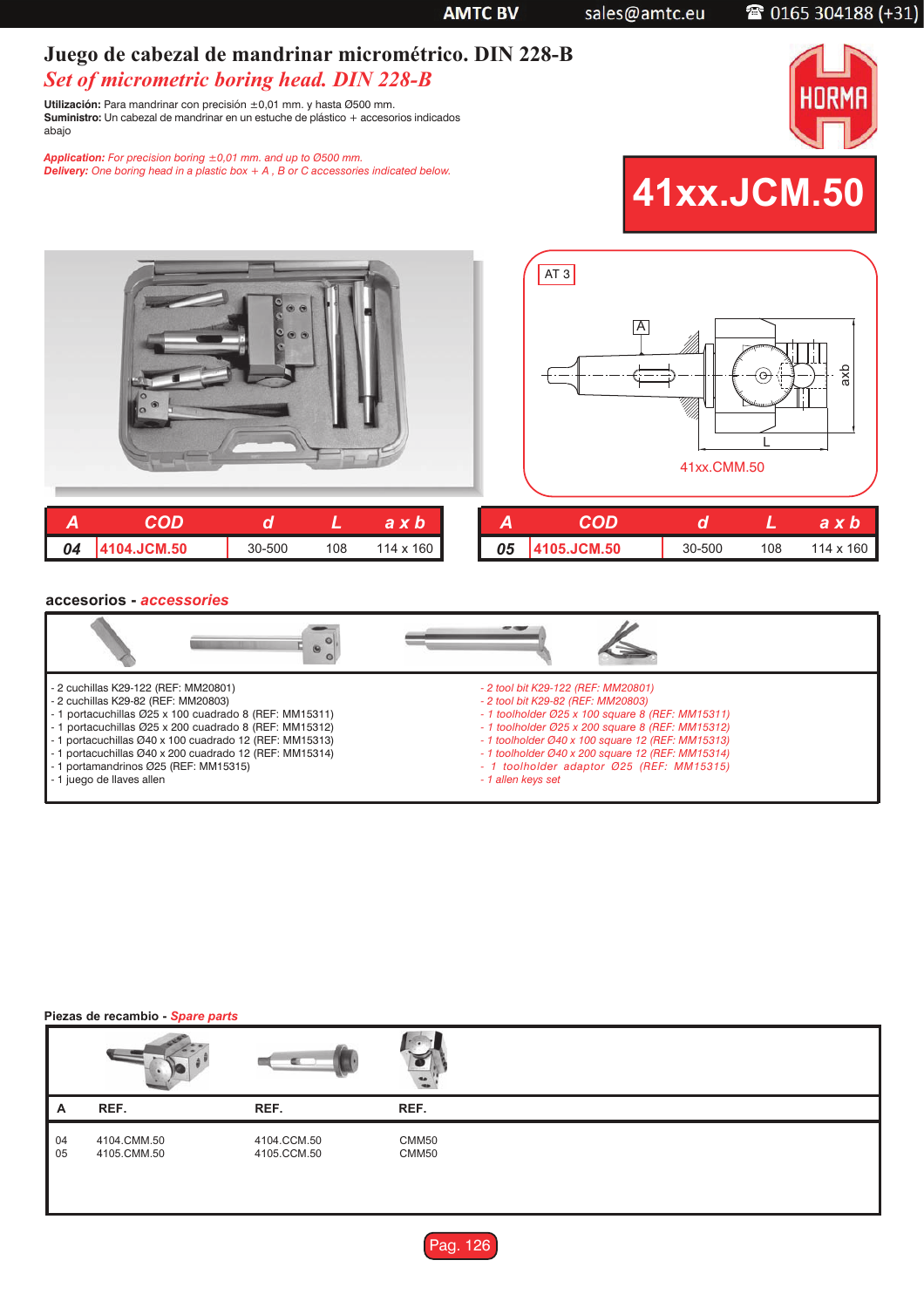# Juego de cabezal de mandrinar micrométrico. DIN 228-B

## *Set of micrometric boring head. DIN 228-B*

**Utilización:** Para mandrinar con precisión ±0,01 mm. y hasta Ø500 mm.
**Suministro:** Un cabezal de mandrinar en un estuche de plástico + accesorios indicados abajo

***Application:*** *For precision boring ±0,01 mm. and up to Ø500 mm.*
***Delivery:*** *One boring head in a plastic box + A , B or C accessories indicated below.*

HORMA

# 41xx.JCM.50

AT 3

A

axb

L

41xx.CMM.50

| A | COD | d | L | a x b |
|---|---|---|---|---|
| 04 | 4104.JCM.50 | 30-500 | 108 | 114 x 160 |
| 05 | 4105.JCM.50 | 30-500 | 108 | 114 x 160 |

**accesorios** - ***accessories***

- 2 cuchillas K29-122 (REF: MM20801)
- 2 cuchillas K29-82 (REF: MM20803)
- 1 portacuchillas Ø25 x 100 cuadrado 8 (REF: MM15311)
- 1 portacuchillas Ø25 x 200 cuadrado 8 (REF: MM15312)
- 1 portacuchillas Ø40 x 100 cuadrado 12 (REF: MM15313)
- 1 portacuchillas Ø40 x 200 cuadrado 12 (REF: MM15314)
- 1 portamandrinos Ø25 (REF: MM15315)
- 1 juego de llaves allen

- *2 tool bit K29-122 (REF: MM20801)*
- *2 tool bit K29-82 (REF: MM20803)*
- *1 toolholder Ø25 x 100 square 8 (REF: MM15311)*
- *1 toolholder Ø25 x 200 square 8 (REF: MM15312)*
- *1 toolholder Ø40 x 100 square 12 (REF: MM15313)*
- *1 toolholder Ø40 x 200 square 12 (REF: MM15314)*
- *1 toolholder adaptor Ø25 (REF: MM15315)*
- *1 allen keys set*

**Piezas de recambio** - ***Spare parts***

| A | REF. | REF. | REF. |
|---|---|---|---|
| 04 | 4104.CMM.50 | 4104.CCM.50 | CMM50 |
| 05 | 4105.CMM.50 | 4105.CCM.50 | CMM50 |